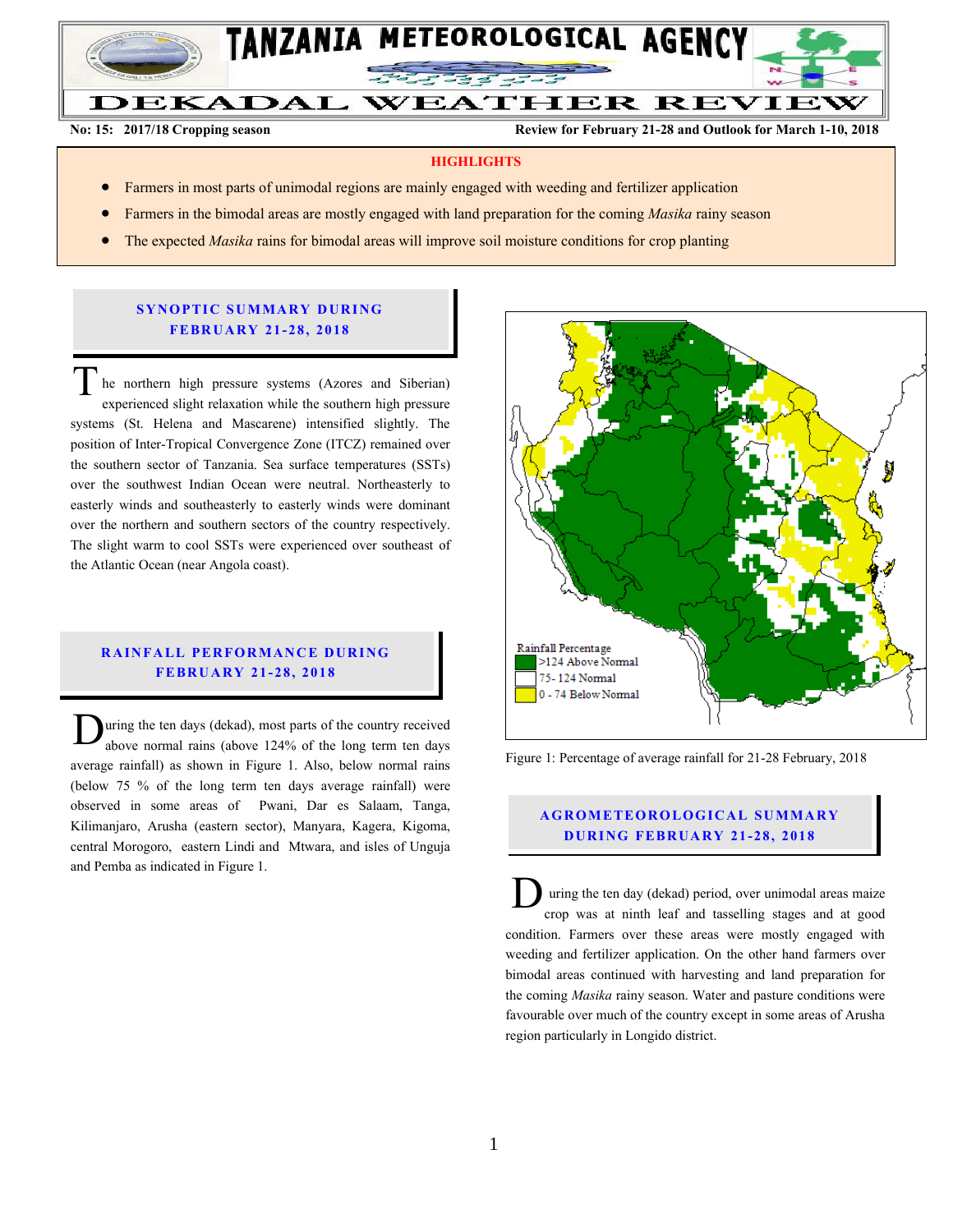# TANZANIA METEOROLOGICAL AGENCY

## DEKADAL WEATHER REVIEW

**No: 15: 2017/18 Cropping season** **Review for February 21-28 and Outlook for March 1-10, 2018**

**HIGHLIGHTS**

- Farmers in most parts of unimodal regions are mainly engaged with weeding and fertilizer application
- Farmers in the bimodal areas are mostly engaged with land preparation for the coming *Masika* rainy season
- The expected *Masika* rains for bimodal areas will improve soil moisture conditions for crop planting

### SYNOPTIC SUMMARY DURING FEBRUARY 21-28, 2018

The northern high pressure systems (Azores and Siberian) experienced slight relaxation while the southern high pressure systems (St. Helena and Mascarene) intensified slightly. The position of Inter-Tropical Convergence Zone (ITCZ) remained over the southern sector of Tanzania. Sea surface temperatures (SSTs) over the southwest Indian Ocean were neutral. Northeasterly to easterly winds and southeasterly to easterly winds were dominant over the northern and southern sectors of the country respectively. The slight warm to cool SSTs were experienced over southeast of the Atlantic Ocean (near Angola coast).

### RAINFALL PERFORMANCE DURING FEBRUARY 21-28, 2018

During the ten days (dekad), most parts of the country received above normal rains (above 124% of the long term ten days average rainfall) as shown in Figure 1. Also, below normal rains (below 75 % of the long term ten days average rainfall) were observed in some areas of Pwani, Dar es Salaam, Tanga, Kilimanjaro, Arusha (eastern sector), Manyara, Kagera, Kigoma, central Morogoro, eastern Lindi and Mtwara, and isles of Unguja and Pemba as indicated in Figure 1.

Rainfall Percentage
- >124 Above Normal
- 75- 124 Normal
- 0 - 74 Below Normal

Figure 1: Percentage of average rainfall for 21-28 February, 2018

### AGROMETEOROLOGICAL SUMMARY DURING FEBRUARY 21-28, 2018

During the ten day (dekad) period, over unimodal areas maize crop was at ninth leaf and tasselling stages and at good condition. Farmers over these areas were mostly engaged with weeding and fertilizer application. On the other hand farmers over bimodal areas continued with harvesting and land preparation for the coming *Masika* rainy season. Water and pasture conditions were favourable over much of the country except in some areas of Arusha region particularly in Longido district.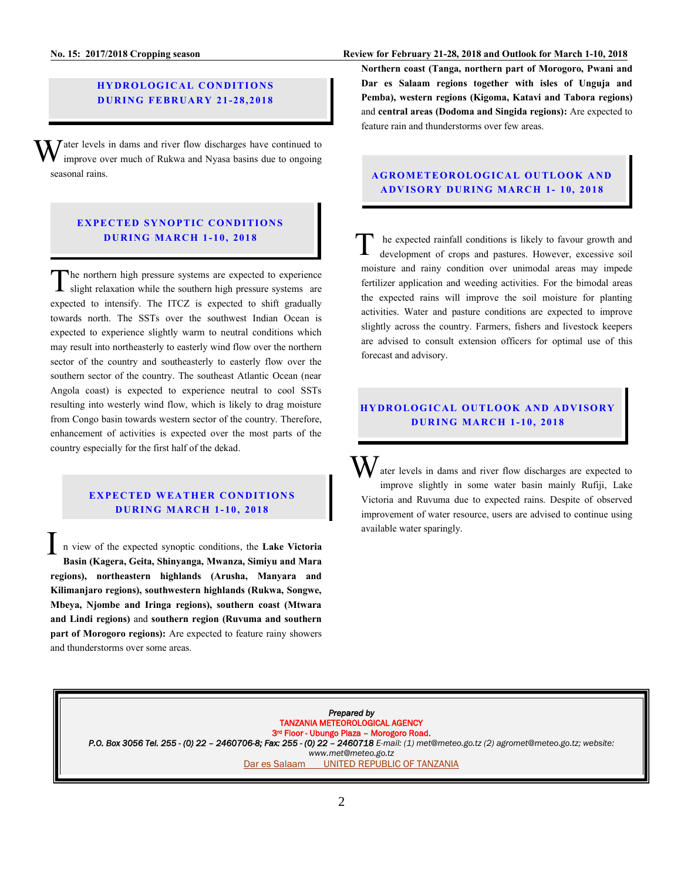## HYDROLOGICAL CONDITIONS DURING FEBRUARY 21-28,2018

Water levels in dams and river flow discharges have continued to improve over much of Rukwa and Nyasa basins due to ongoing seasonal rains.

## EXPECTED SYNOPTIC CONDITIONS DURING MARCH 1-10, 2018

The northern high pressure systems are expected to experience slight relaxation while the southern high pressure systems are expected to intensify. The ITCZ is expected to shift gradually towards north. The SSTs over the southwest Indian Ocean is expected to experience slightly warm to neutral conditions which may result into northeasterly to easterly wind flow over the northern sector of the country and southeasterly to easterly flow over the southern sector of the country. The southeast Atlantic Ocean (near Angola coast) is expected to experience neutral to cool SSTs resulting into westerly wind flow, which is likely to drag moisture from Congo basin towards western sector of the country. Therefore, enhancement of activities is expected over the most parts of the country especially for the first half of the dekad.

## EXPECTED WEATHER CONDITIONS DURING MARCH 1-10, 2018

In view of the expected synoptic conditions, the **Lake Victoria Basin (Kagera, Geita, Shinyanga, Mwanza, Simiyu and Mara regions), northeastern highlands (Arusha, Manyara and Kilimanjaro regions), southwestern highlands (Rukwa, Songwe, Mbeya, Njombe and Iringa regions), southern coast (Mtwara and Lindi regions)** and **southern region (Ruvuma and southern part of Morogoro regions):** Are expected to feature rainy showers and thunderstorms over some areas.

**Northern coast (Tanga, northern part of Morogoro, Pwani and Dar es Salaam regions together with isles of Unguja and Pemba), western regions (Kigoma, Katavi and Tabora regions)** and **central areas (Dodoma and Singida regions):** Are expected to feature rain and thunderstorms over few areas.

## AGROMETEOROLOGICAL OUTLOOK AND ADVISORY DURING MARCH 1- 10, 2018

The expected rainfall conditions is likely to favour growth and development of crops and pastures. However, excessive soil moisture and rainy condition over unimodal areas may impede fertilizer application and weeding activities. For the bimodal areas the expected rains will improve the soil moisture for planting activities. Water and pasture conditions are expected to improve slightly across the country. Farmers, fishers and livestock keepers are advised to consult extension officers for optimal use of this forecast and advisory.

## HYDROLOGICAL OUTLOOK AND ADVISORY DURING MARCH 1-10, 2018

Water levels in dams and river flow discharges are expected to improve slightly in some water basin mainly Rufiji, Lake Victoria and Ruvuma due to expected rains. Despite of observed improvement of water resource, users are advised to continue using available water sparingly.

*Prepared by*
**TANZANIA METEOROLOGICAL AGENCY**
**3rd Floor - Ubungo Plaza – Morogoro Road.**
*P.O. Box 3056 Tel. 255 - (0) 22 – 2460706-8; Fax: 255 - (0) 22 – 2460718 E-mail: (1) met@meteo.go.tz (2) agromet@meteo.go.tz; website: www.met@meteo.go.tz*
Dar es Salaam UNITED REPUBLIC OF TANZANIA